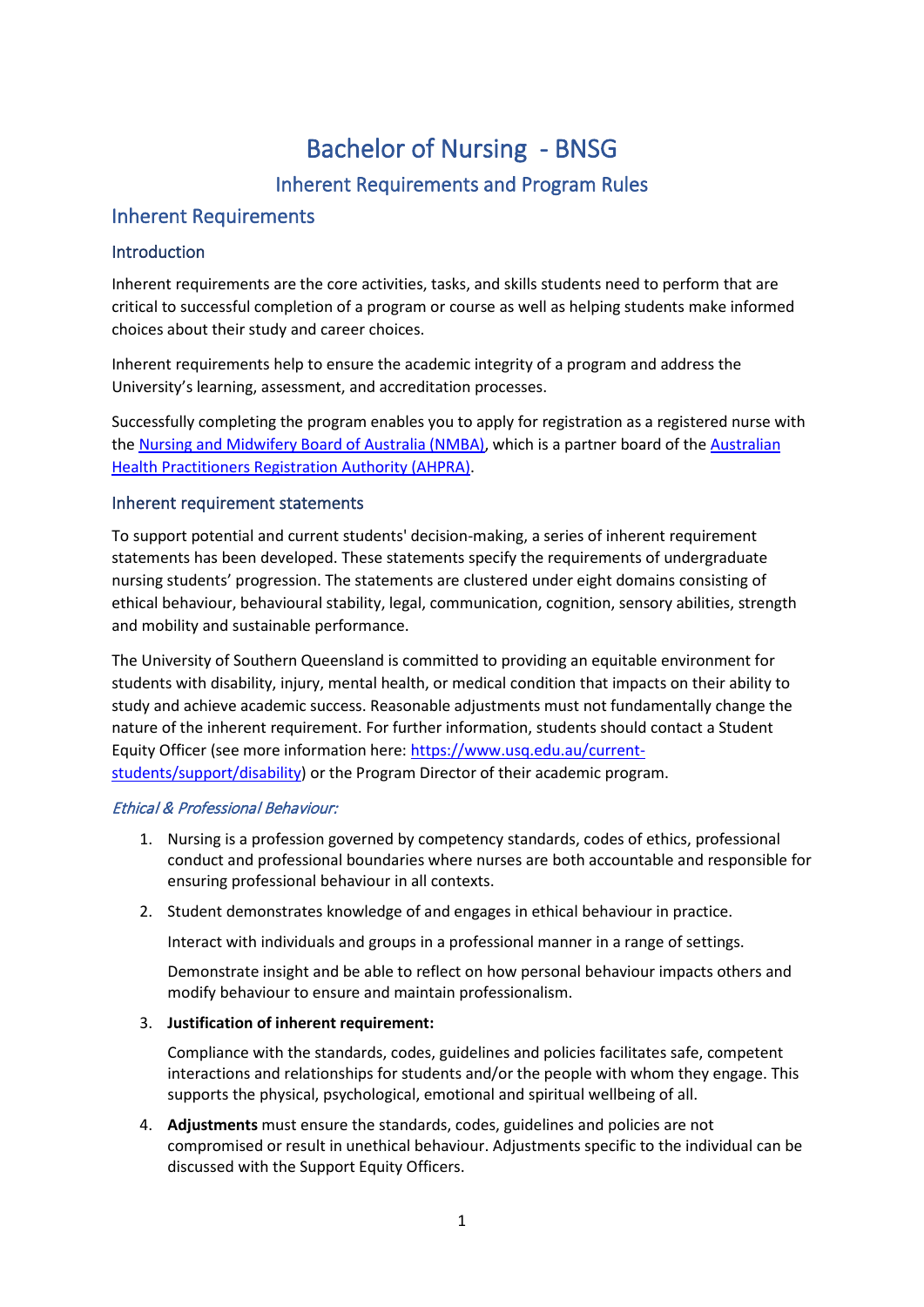# Bachelor of Nursing - BNSG

## Inherent Requirements and Program Rules

## Inherent Requirements

### Introduction

Inherent requirements are the core activities, tasks, and skills students need to perform that are critical to successful completion of a program or course as well as helping students make informed choices about their study and career choices.

Inherent requirements help to ensure the academic integrity of a program and address the University's learning, assessment, and accreditation processes.

Successfully completing the program enables you to apply for registration as a registered nurse with the [Nursing and Midwifery Board of Australia (NMBA)](), which is a partner board of the [Australian Health Practitioners Registration Authority (AHPRA)]().

### Inherent requirement statements

To support potential and current students' decision-making, a series of inherent requirement statements has been developed. These statements specify the requirements of undergraduate nursing students' progression. The statements are clustered under eight domains consisting of ethical behaviour, behavioural stability, legal, communication, cognition, sensory abilities, strength and mobility and sustainable performance.

The University of Southern Queensland is committed to providing an equitable environment for students with disability, injury, mental health, or medical condition that impacts on their ability to study and achieve academic success. Reasonable adjustments must not fundamentally change the nature of the inherent requirement. For further information, students should contact a Student Equity Officer (see more information here: [https://www.usq.edu.au/current-students/support/disability](https://www.usq.edu.au/current-students/support/disability)) or the Program Director of their academic program.

*Ethical & Professional Behaviour:*

1. Nursing is a profession governed by competency standards, codes of ethics, professional conduct and professional boundaries where nurses are both accountable and responsible for ensuring professional behaviour in all contexts.
2. Student demonstrates knowledge of and engages in ethical behaviour in practice.

   Interact with individuals and groups in a professional manner in a range of settings.

   Demonstrate insight and be able to reflect on how personal behaviour impacts others and modify behaviour to ensure and maintain professionalism.
3. **Justification of inherent requirement:**

   Compliance with the standards, codes, guidelines and policies facilitates safe, competent interactions and relationships for students and/or the people with whom they engage. This supports the physical, psychological, emotional and spiritual wellbeing of all.
4. **Adjustments** must ensure the standards, codes, guidelines and policies are not compromised or result in unethical behaviour. Adjustments specific to the individual can be discussed with the Support Equity Officers.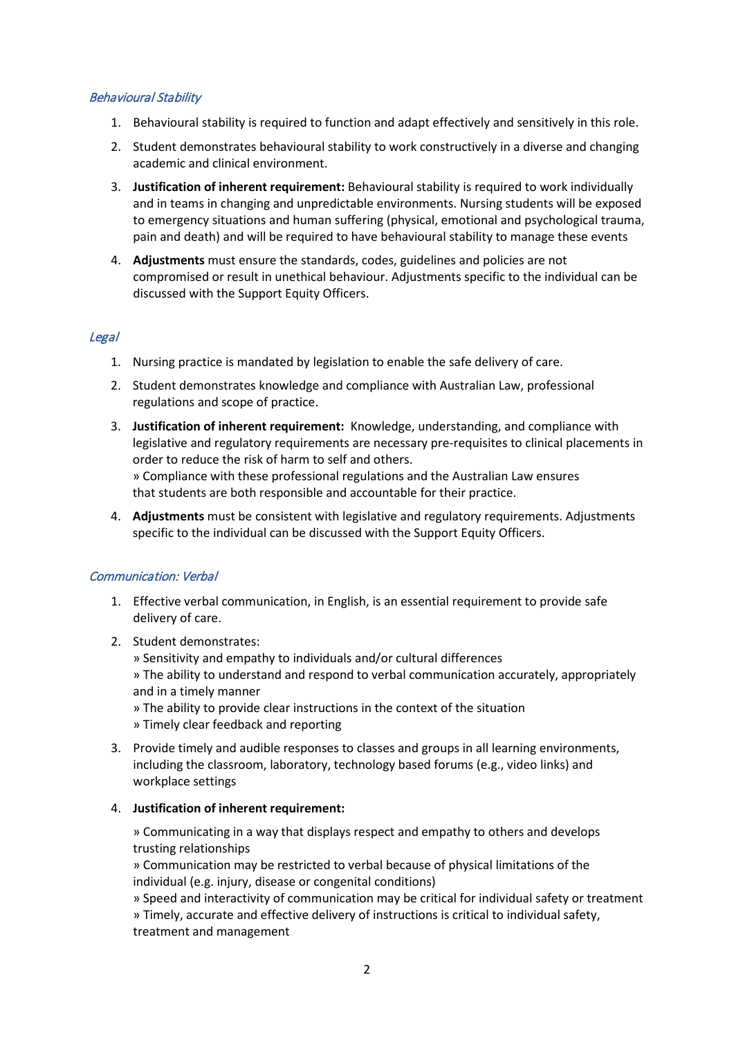### *Behavioural Stability*

1. Behavioural stability is required to function and adapt effectively and sensitively in this role.
2. Student demonstrates behavioural stability to work constructively in a diverse and changing academic and clinical environment.
3. **Justification of inherent requirement:** Behavioural stability is required to work individually and in teams in changing and unpredictable environments. Nursing students will be exposed to emergency situations and human suffering (physical, emotional and psychological trauma, pain and death) and will be required to have behavioural stability to manage these events
4. **Adjustments** must ensure the standards, codes, guidelines and policies are not compromised or result in unethical behaviour. Adjustments specific to the individual can be discussed with the Support Equity Officers.

### *Legal*

1. Nursing practice is mandated by legislation to enable the safe delivery of care.
2. Student demonstrates knowledge and compliance with Australian Law, professional regulations and scope of practice.
3. **Justification of inherent requirement:** Knowledge, understanding, and compliance with legislative and regulatory requirements are necessary pre-requisites to clinical placements in order to reduce the risk of harm to self and others.
   » Compliance with these professional regulations and the Australian Law ensures that students are both responsible and accountable for their practice.
4. **Adjustments** must be consistent with legislative and regulatory requirements. Adjustments specific to the individual can be discussed with the Support Equity Officers.

### *Communication: Verbal*

1. Effective verbal communication, in English, is an essential requirement to provide safe delivery of care.
2. Student demonstrates:
   » Sensitivity and empathy to individuals and/or cultural differences
   » The ability to understand and respond to verbal communication accurately, appropriately and in a timely manner
   » The ability to provide clear instructions in the context of the situation
   » Timely clear feedback and reporting
3. Provide timely and audible responses to classes and groups in all learning environments, including the classroom, laboratory, technology based forums (e.g., video links) and workplace settings
4. **Justification of inherent requirement:**

   » Communicating in a way that displays respect and empathy to others and develops trusting relationships
   » Communication may be restricted to verbal because of physical limitations of the individual (e.g. injury, disease or congenital conditions)
   » Speed and interactivity of communication may be critical for individual safety or treatment
   » Timely, accurate and effective delivery of instructions is critical to individual safety, treatment and management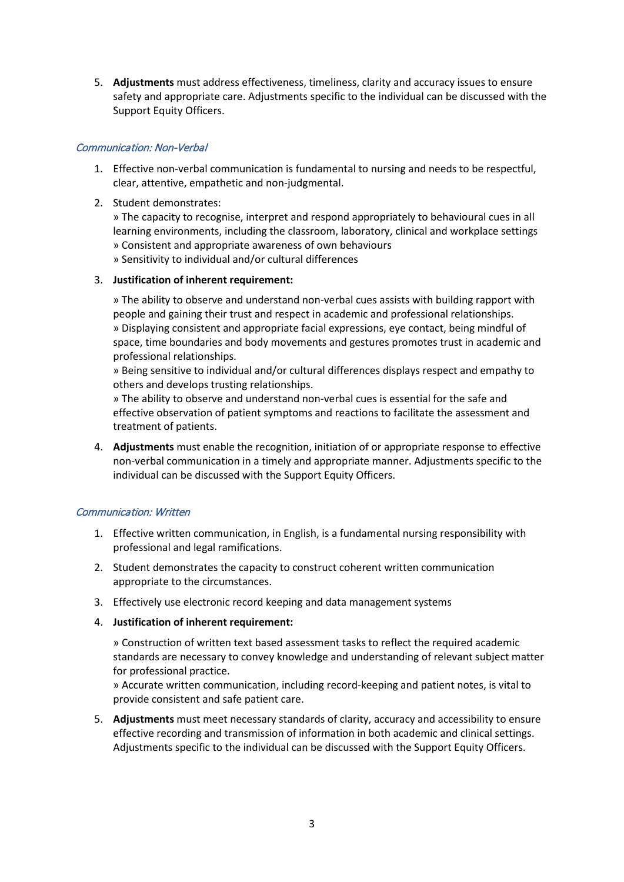5. **Adjustments** must address effectiveness, timeliness, clarity and accuracy issues to ensure safety and appropriate care. Adjustments specific to the individual can be discussed with the Support Equity Officers.

### *Communication: Non-Verbal*

1. Effective non-verbal communication is fundamental to nursing and needs to be respectful, clear, attentive, empathetic and non-judgmental.

2. Student demonstrates:
   » The capacity to recognise, interpret and respond appropriately to behavioural cues in all learning environments, including the classroom, laboratory, clinical and workplace settings
   » Consistent and appropriate awareness of own behaviours
   » Sensitivity to individual and/or cultural differences

3. **Justification of inherent requirement:**

   » The ability to observe and understand non-verbal cues assists with building rapport with people and gaining their trust and respect in academic and professional relationships.
   » Displaying consistent and appropriate facial expressions, eye contact, being mindful of space, time boundaries and body movements and gestures promotes trust in academic and professional relationships.
   » Being sensitive to individual and/or cultural differences displays respect and empathy to others and develops trusting relationships.
   » The ability to observe and understand non-verbal cues is essential for the safe and effective observation of patient symptoms and reactions to facilitate the assessment and treatment of patients.

4. **Adjustments** must enable the recognition, initiation of or appropriate response to effective non-verbal communication in a timely and appropriate manner. Adjustments specific to the individual can be discussed with the Support Equity Officers.

### *Communication: Written*

1. Effective written communication, in English, is a fundamental nursing responsibility with professional and legal ramifications.

2. Student demonstrates the capacity to construct coherent written communication appropriate to the circumstances.

3. Effectively use electronic record keeping and data management systems

4. **Justification of inherent requirement:**

   » Construction of written text based assessment tasks to reflect the required academic standards are necessary to convey knowledge and understanding of relevant subject matter for professional practice.
   » Accurate written communication, including record-keeping and patient notes, is vital to provide consistent and safe patient care.

5. **Adjustments** must meet necessary standards of clarity, accuracy and accessibility to ensure effective recording and transmission of information in both academic and clinical settings. Adjustments specific to the individual can be discussed with the Support Equity Officers.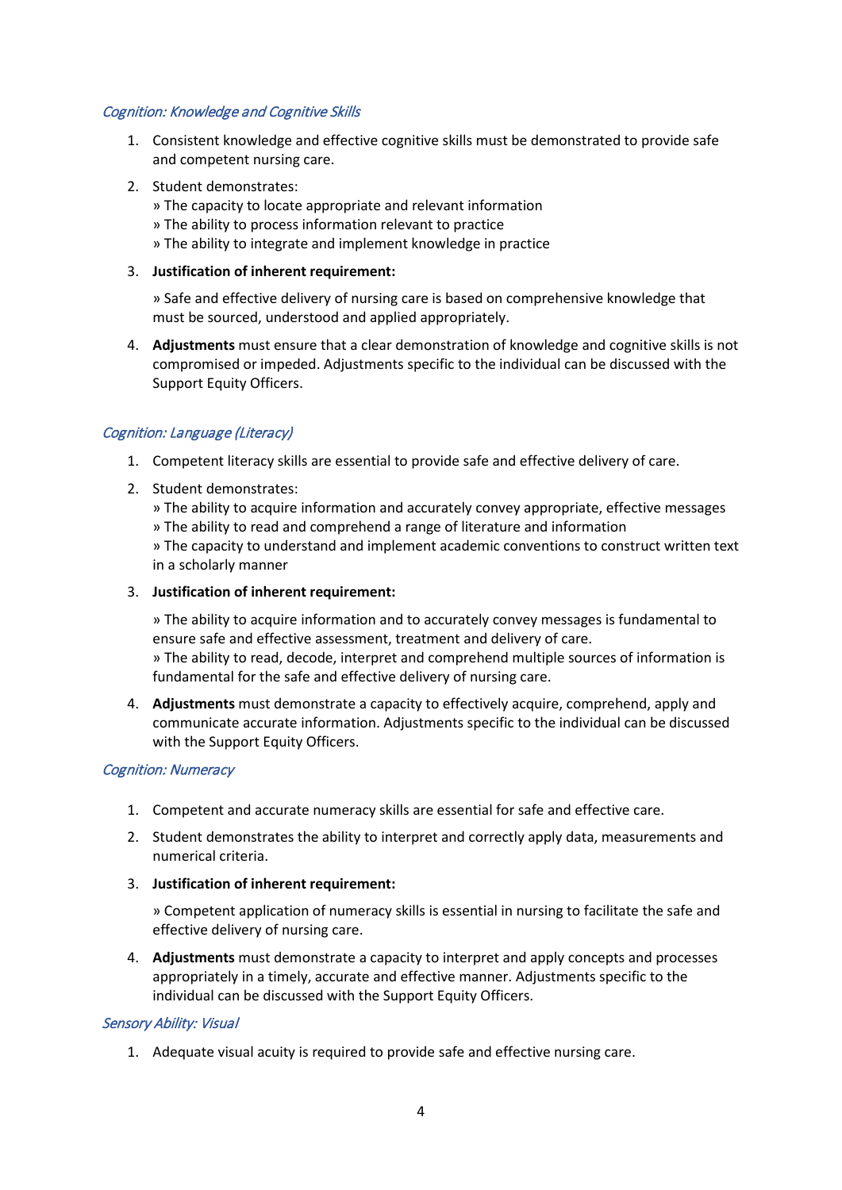*Cognition: Knowledge and Cognitive Skills*

1. Consistent knowledge and effective cognitive skills must be demonstrated to provide safe and competent nursing care.
2. Student demonstrates:
   » The capacity to locate appropriate and relevant information
   » The ability to process information relevant to practice
   » The ability to integrate and implement knowledge in practice
3. **Justification of inherent requirement:**

   » Safe and effective delivery of nursing care is based on comprehensive knowledge that must be sourced, understood and applied appropriately.
4. **Adjustments** must ensure that a clear demonstration of knowledge and cognitive skills is not compromised or impeded. Adjustments specific to the individual can be discussed with the Support Equity Officers.

*Cognition: Language (Literacy)*

1. Competent literacy skills are essential to provide safe and effective delivery of care.
2. Student demonstrates:
   » The ability to acquire information and accurately convey appropriate, effective messages
   » The ability to read and comprehend a range of literature and information
   » The capacity to understand and implement academic conventions to construct written text in a scholarly manner
3. **Justification of inherent requirement:**

   » The ability to acquire information and to accurately convey messages is fundamental to ensure safe and effective assessment, treatment and delivery of care.
   » The ability to read, decode, interpret and comprehend multiple sources of information is fundamental for the safe and effective delivery of nursing care.
4. **Adjustments** must demonstrate a capacity to effectively acquire, comprehend, apply and communicate accurate information. Adjustments specific to the individual can be discussed with the Support Equity Officers.

*Cognition: Numeracy*

1. Competent and accurate numeracy skills are essential for safe and effective care.
2. Student demonstrates the ability to interpret and correctly apply data, measurements and numerical criteria.
3. **Justification of inherent requirement:**

   » Competent application of numeracy skills is essential in nursing to facilitate the safe and effective delivery of nursing care.
4. **Adjustments** must demonstrate a capacity to interpret and apply concepts and processes appropriately in a timely, accurate and effective manner. Adjustments specific to the individual can be discussed with the Support Equity Officers.

*Sensory Ability: Visual*

1. Adequate visual acuity is required to provide safe and effective nursing care.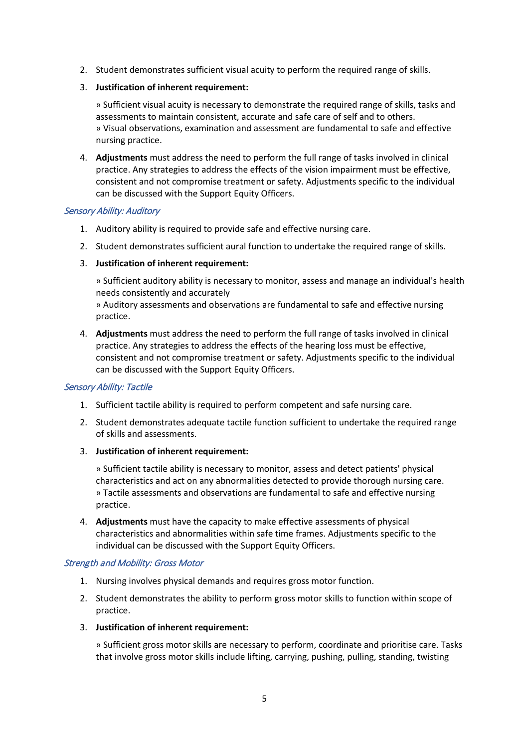2. Student demonstrates sufficient visual acuity to perform the required range of skills.

3. **Justification of inherent requirement:**

   » Sufficient visual acuity is necessary to demonstrate the required range of skills, tasks and assessments to maintain consistent, accurate and safe care of self and to others.
   » Visual observations, examination and assessment are fundamental to safe and effective nursing practice.

4. **Adjustments** must address the need to perform the full range of tasks involved in clinical practice. Any strategies to address the effects of the vision impairment must be effective, consistent and not compromise treatment or safety. Adjustments specific to the individual can be discussed with the Support Equity Officers.

### *Sensory Ability: Auditory*

1. Auditory ability is required to provide safe and effective nursing care.

2. Student demonstrates sufficient aural function to undertake the required range of skills.

3. **Justification of inherent requirement:**

   » Sufficient auditory ability is necessary to monitor, assess and manage an individual's health needs consistently and accurately
   » Auditory assessments and observations are fundamental to safe and effective nursing practice.

4. **Adjustments** must address the need to perform the full range of tasks involved in clinical practice. Any strategies to address the effects of the hearing loss must be effective, consistent and not compromise treatment or safety. Adjustments specific to the individual can be discussed with the Support Equity Officers.

### *Sensory Ability: Tactile*

1. Sufficient tactile ability is required to perform competent and safe nursing care.

2. Student demonstrates adequate tactile function sufficient to undertake the required range of skills and assessments.

3. **Justification of inherent requirement:**

   » Sufficient tactile ability is necessary to monitor, assess and detect patients' physical characteristics and act on any abnormalities detected to provide thorough nursing care.
   » Tactile assessments and observations are fundamental to safe and effective nursing practice.

4. **Adjustments** must have the capacity to make effective assessments of physical characteristics and abnormalities within safe time frames. Adjustments specific to the individual can be discussed with the Support Equity Officers.

### *Strength and Mobility: Gross Motor*

1. Nursing involves physical demands and requires gross motor function.

2. Student demonstrates the ability to perform gross motor skills to function within scope of practice.

3. **Justification of inherent requirement:**

   » Sufficient gross motor skills are necessary to perform, coordinate and prioritise care. Tasks that involve gross motor skills include lifting, carrying, pushing, pulling, standing, twisting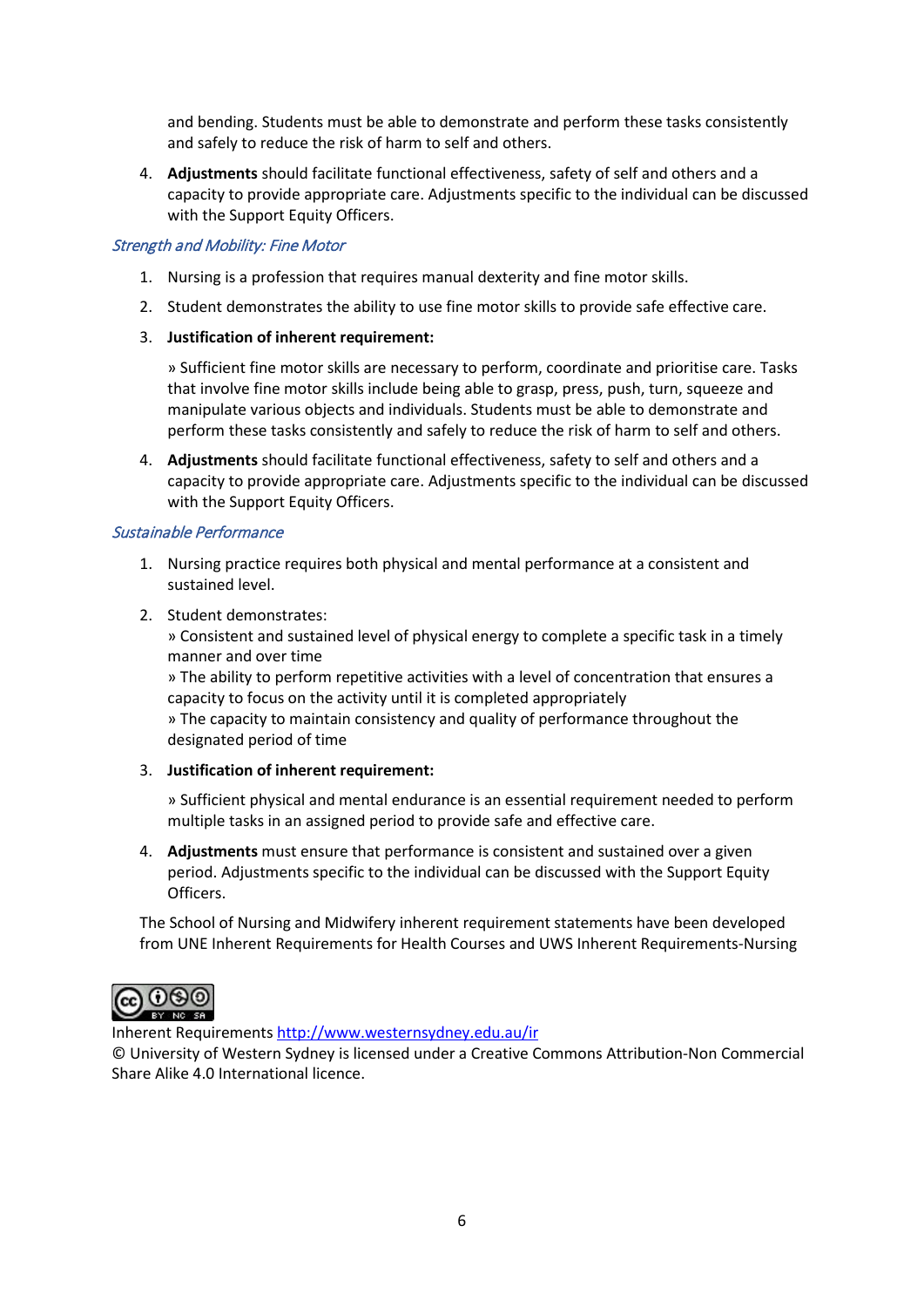and bending. Students must be able to demonstrate and perform these tasks consistently and safely to reduce the risk of harm to self and others.

4. **Adjustments** should facilitate functional effectiveness, safety of self and others and a capacity to provide appropriate care. Adjustments specific to the individual can be discussed with the Support Equity Officers.

### *Strength and Mobility: Fine Motor*

1. Nursing is a profession that requires manual dexterity and fine motor skills.
2. Student demonstrates the ability to use fine motor skills to provide safe effective care.
3. **Justification of inherent requirement:**

   » Sufficient fine motor skills are necessary to perform, coordinate and prioritise care. Tasks that involve fine motor skills include being able to grasp, press, push, turn, squeeze and manipulate various objects and individuals. Students must be able to demonstrate and perform these tasks consistently and safely to reduce the risk of harm to self and others.

4. **Adjustments** should facilitate functional effectiveness, safety to self and others and a capacity to provide appropriate care. Adjustments specific to the individual can be discussed with the Support Equity Officers.

### *Sustainable Performance*

1. Nursing practice requires both physical and mental performance at a consistent and sustained level.
2. Student demonstrates:
   » Consistent and sustained level of physical energy to complete a specific task in a timely manner and over time
   » The ability to perform repetitive activities with a level of concentration that ensures a capacity to focus on the activity until it is completed appropriately
   » The capacity to maintain consistency and quality of performance throughout the designated period of time
3. **Justification of inherent requirement:**

   » Sufficient physical and mental endurance is an essential requirement needed to perform multiple tasks in an assigned period to provide safe and effective care.

4. **Adjustments** must ensure that performance is consistent and sustained over a given period. Adjustments specific to the individual can be discussed with the Support Equity Officers.

The School of Nursing and Midwifery inherent requirement statements have been developed from UNE Inherent Requirements for Health Courses and UWS Inherent Requirements-Nursing

Inherent Requirements http://www.westernsydney.edu.au/ir
© University of Western Sydney is licensed under a Creative Commons Attribution-Non Commercial Share Alike 4.0 International licence.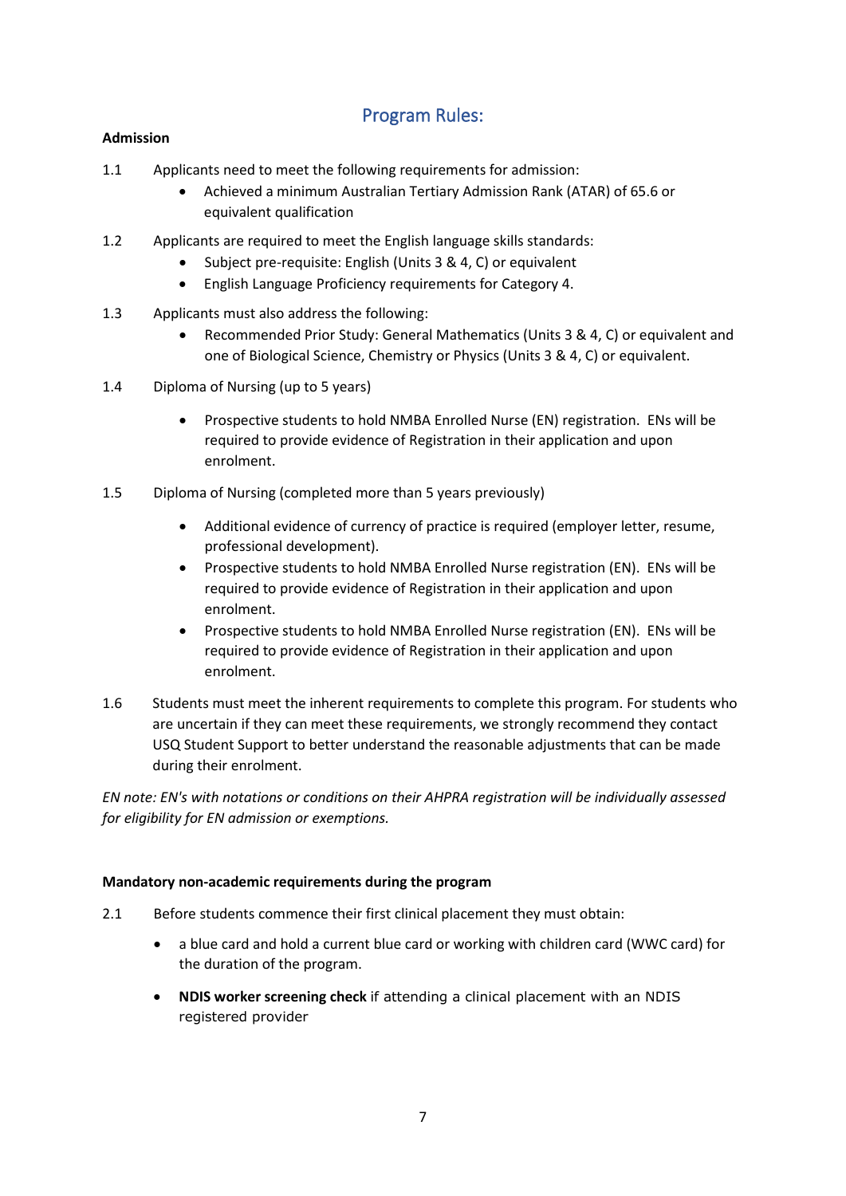## Program Rules:

**Admission**

1.1 Applicants need to meet the following requirements for admission:

- Achieved a minimum Australian Tertiary Admission Rank (ATAR) of 65.6 or equivalent qualification

1.2 Applicants are required to meet the English language skills standards:

- Subject pre-requisite: English (Units 3 & 4, C) or equivalent
- English Language Proficiency requirements for Category 4.

1.3 Applicants must also address the following:

- Recommended Prior Study: General Mathematics (Units 3 & 4, C) or equivalent and one of Biological Science, Chemistry or Physics (Units 3 & 4, C) or equivalent.

1.4 Diploma of Nursing (up to 5 years)

- Prospective students to hold NMBA Enrolled Nurse (EN) registration. ENs will be required to provide evidence of Registration in their application and upon enrolment.

1.5 Diploma of Nursing (completed more than 5 years previously)

- Additional evidence of currency of practice is required (employer letter, resume, professional development).
- Prospective students to hold NMBA Enrolled Nurse registration (EN). ENs will be required to provide evidence of Registration in their application and upon enrolment.
- Prospective students to hold NMBA Enrolled Nurse registration (EN). ENs will be required to provide evidence of Registration in their application and upon enrolment.

1.6 Students must meet the inherent requirements to complete this program. For students who are uncertain if they can meet these requirements, we strongly recommend they contact USQ Student Support to better understand the reasonable adjustments that can be made during their enrolment.

*EN note: EN's with notations or conditions on their AHPRA registration will be individually assessed for eligibility for EN admission or exemptions.*

**Mandatory non-academic requirements during the program**

2.1 Before students commence their first clinical placement they must obtain:

- a blue card and hold a current blue card or working with children card (WWC card) for the duration of the program.
- **NDIS worker screening check** if attending a clinical placement with an NDIS registered provider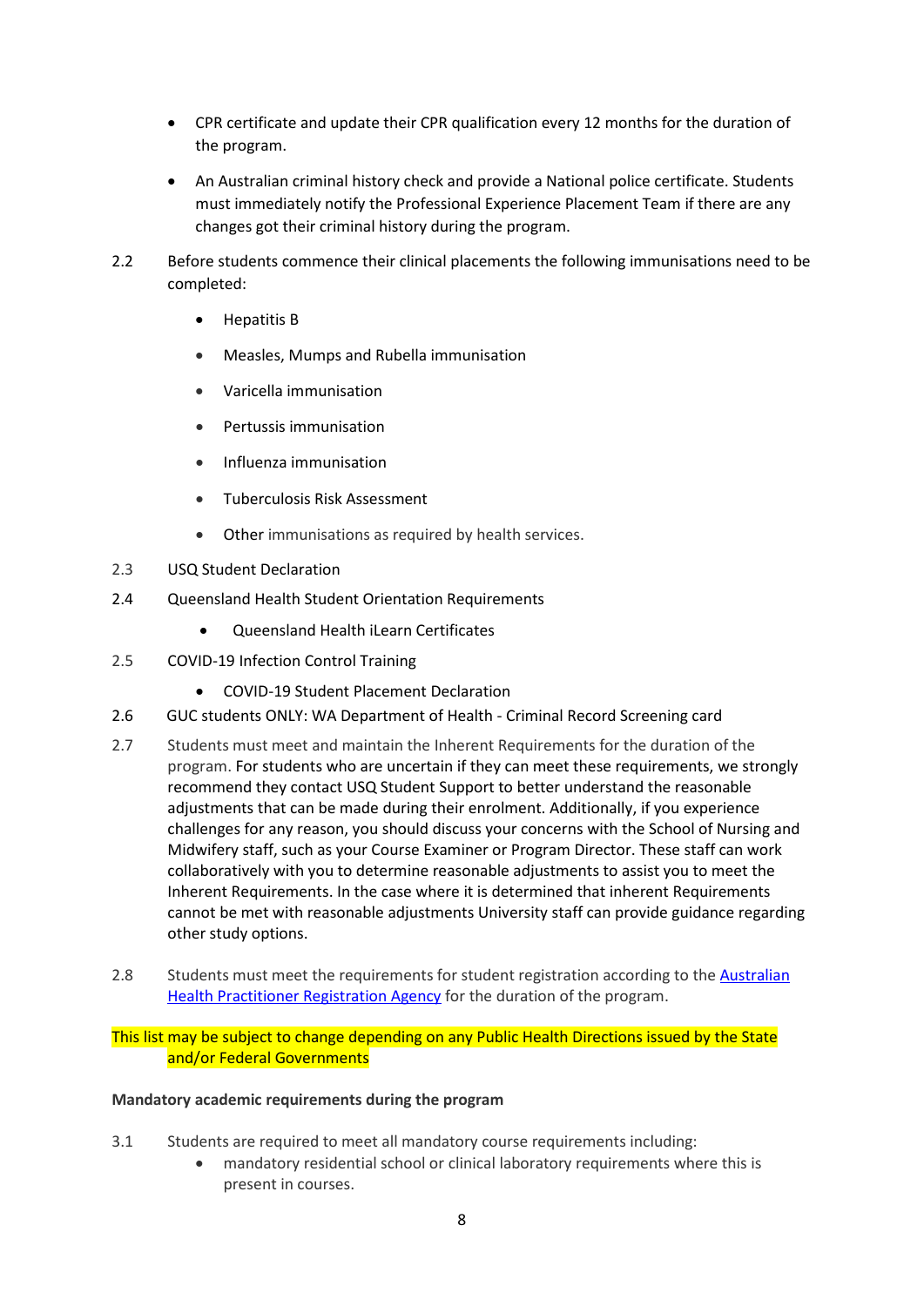- CPR certificate and update their CPR qualification every 12 months for the duration of the program.
- An Australian criminal history check and provide a National police certificate. Students must immediately notify the Professional Experience Placement Team if there are any changes got their criminal history during the program.

2.2 Before students commence their clinical placements the following immunisations need to be completed:

- Hepatitis B
- Measles, Mumps and Rubella immunisation
- Varicella immunisation
- Pertussis immunisation
- Influenza immunisation
- Tuberculosis Risk Assessment
- Other immunisations as required by health services.

2.3 USQ Student Declaration

2.4 Queensland Health Student Orientation Requirements

- Queensland Health iLearn Certificates

2.5 COVID-19 Infection Control Training

- COVID-19 Student Placement Declaration

2.6 GUC students ONLY: WA Department of Health - Criminal Record Screening card

2.7 Students must meet and maintain the Inherent Requirements for the duration of the program. For students who are uncertain if they can meet these requirements, we strongly recommend they contact USQ Student Support to better understand the reasonable adjustments that can be made during their enrolment. Additionally, if you experience challenges for any reason, you should discuss your concerns with the School of Nursing and Midwifery staff, such as your Course Examiner or Program Director. These staff can work collaboratively with you to determine reasonable adjustments to assist you to meet the Inherent Requirements. In the case where it is determined that inherent Requirements cannot be met with reasonable adjustments University staff can provide guidance regarding other study options.

2.8 Students must meet the requirements for student registration according to the [Australian Health Practitioner Registration Agency](Australian Health Practitioner Registration Agency) for the duration of the program.

This list may be subject to change depending on any Public Health Directions issued by the State and/or Federal Governments

**Mandatory academic requirements during the program**

3.1 Students are required to meet all mandatory course requirements including:

- mandatory residential school or clinical laboratory requirements where this is present in courses.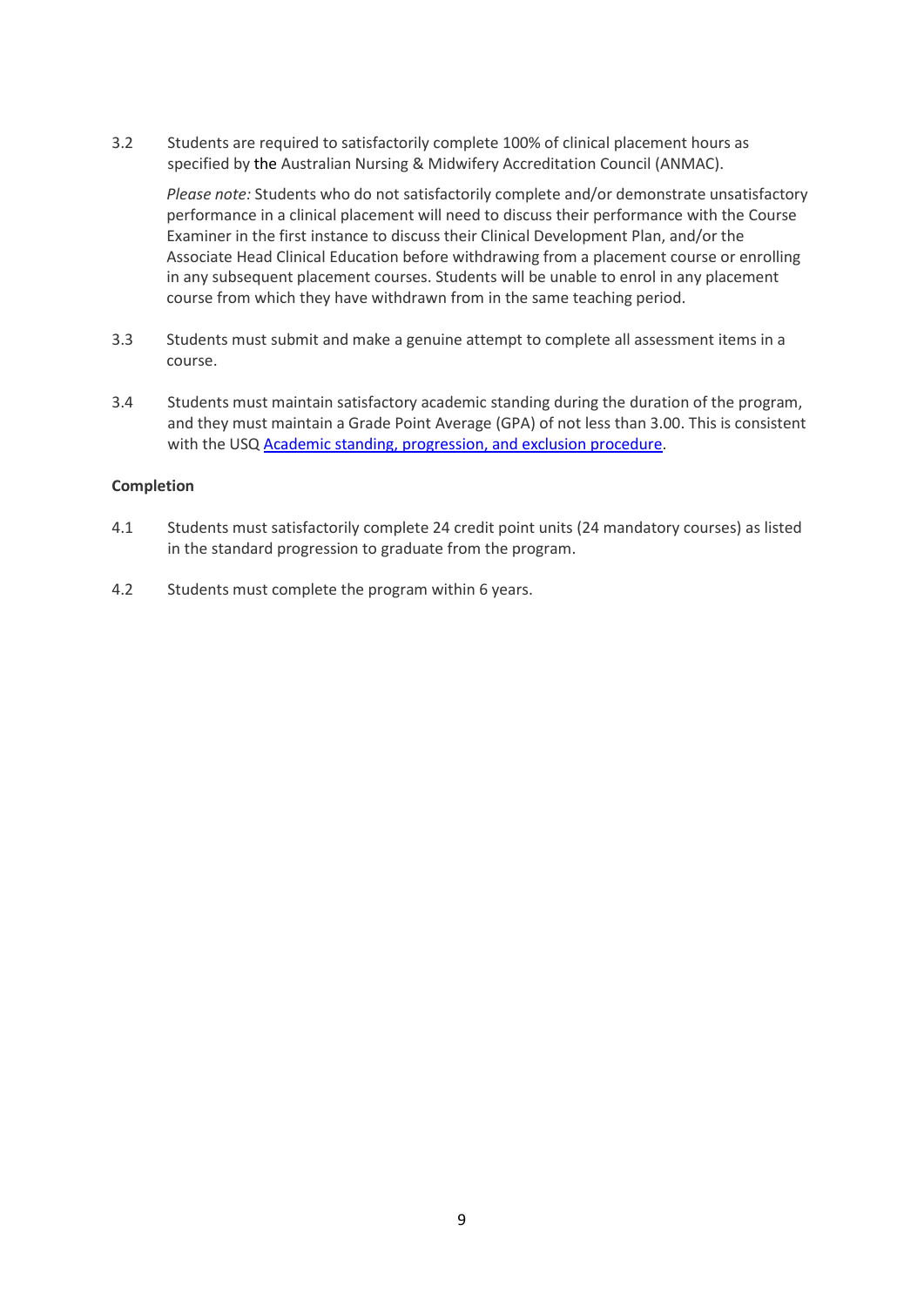3.2 Students are required to satisfactorily complete 100% of clinical placement hours as specified by the Australian Nursing & Midwifery Accreditation Council (ANMAC).

*Please note:* Students who do not satisfactorily complete and/or demonstrate unsatisfactory performance in a clinical placement will need to discuss their performance with the Course Examiner in the first instance to discuss their Clinical Development Plan, and/or the Associate Head Clinical Education before withdrawing from a placement course or enrolling in any subsequent placement courses. Students will be unable to enrol in any placement course from which they have withdrawn from in the same teaching period.

3.3 Students must submit and make a genuine attempt to complete all assessment items in a course.

3.4 Students must maintain satisfactory academic standing during the duration of the program, and they must maintain a Grade Point Average (GPA) of not less than 3.00. This is consistent with the USQ Academic standing, progression, and exclusion procedure.

**Completion**

4.1 Students must satisfactorily complete 24 credit point units (24 mandatory courses) as listed in the standard progression to graduate from the program.

4.2 Students must complete the program within 6 years.